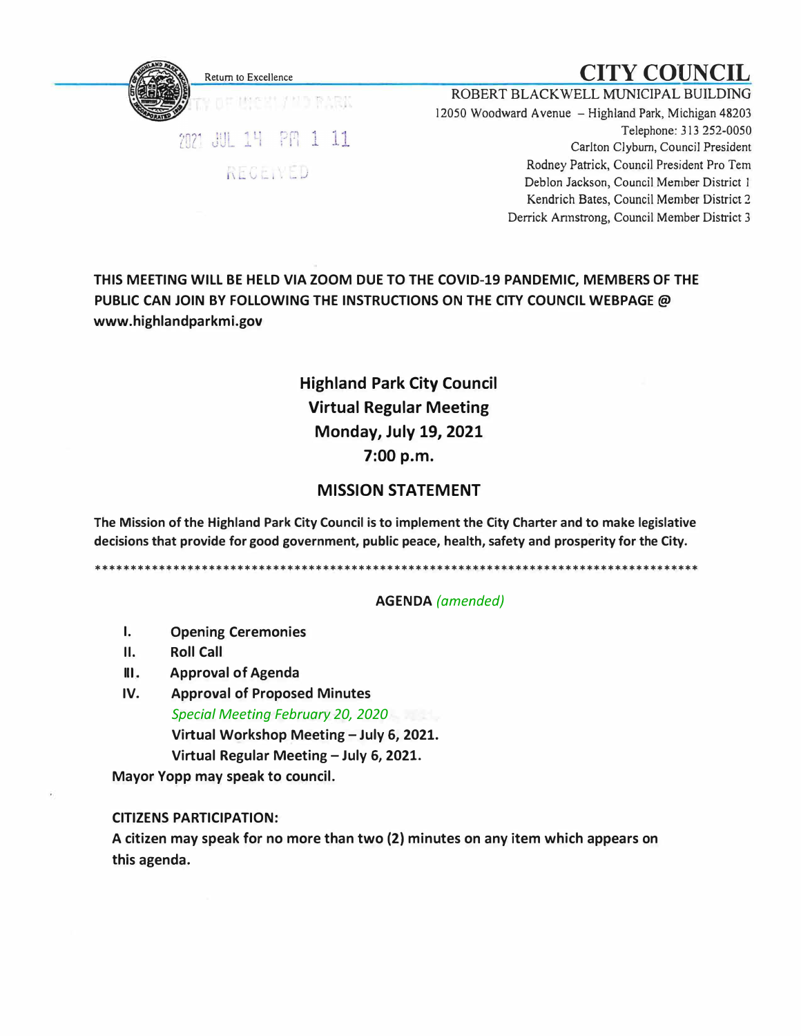Return to Excellence

# CITY COUNCIL

ROBERT BLACKWELL MUNICIPAL BUILDING
12050 Woodward Avenue – Highland Park, Michigan 48203
Telephone: 313 252-0050
Carlton Clyburn, Council President
Rodney Patrick, Council President Pro Tem
Deblon Jackson, Council Member District 1
Kendrich Bates, Council Member District 2
Derrick Armstrong, Council Member District 3

CITY OF HIGHLAND PARK
2021 JUL 14 PM 1 11
RECEIVED

**THIS MEETING WILL BE HELD VIA ZOOM DUE TO THE COVID-19 PANDEMIC, MEMBERS OF THE PUBLIC CAN JOIN BY FOLLOWING THE INSTRUCTIONS ON THE CITY COUNCIL WEBPAGE @ www.highlandparkmi.gov**

## Highland Park City Council
## Virtual Regular Meeting
## Monday, July 19, 2021
## 7:00 p.m.

## MISSION STATEMENT

**The Mission of the Highland Park City Council is to implement the City Charter and to make legislative decisions that provide for good government, public peace, health, safety and prosperity for the City.**

**************************************************************************************

**AGENDA** *(amended)*

I. **Opening Ceremonies**

II. **Roll Call**

III. **Approval of Agenda**

IV. **Approval of Proposed Minutes**

*Special Meeting February 20, 2020*

**Virtual Workshop Meeting – July 6, 2021.**

**Virtual Regular Meeting – July 6, 2021.**

**Mayor Yopp may speak to council.**

**CITIZENS PARTICIPATION:**

**A citizen may speak for no more than two (2) minutes on any item which appears on this agenda.**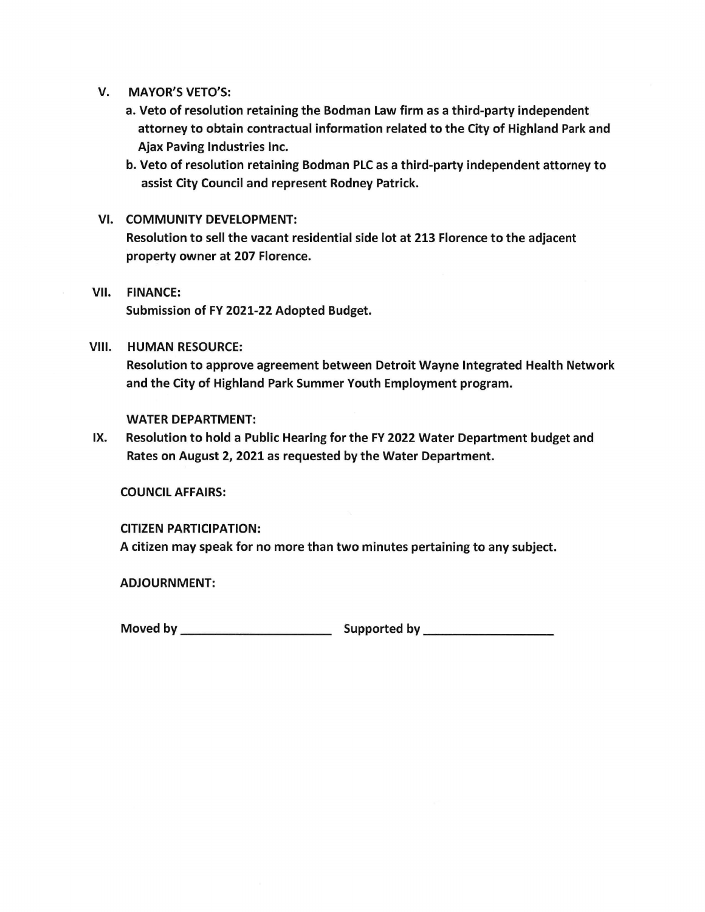**V. MAYOR'S VETO'S:**

**a. Veto of resolution retaining the Bodman Law firm as a third-party independent attorney to obtain contractual information related to the City of Highland Park and Ajax Paving Industries Inc.**

**b. Veto of resolution retaining Bodman PLC as a third-party independent attorney to assist City Council and represent Rodney Patrick.**

**VI. COMMUNITY DEVELOPMENT:**

**Resolution to sell the vacant residential side lot at 213 Florence to the adjacent property owner at 207 Florence.**

**VII. FINANCE:**

**Submission of FY 2021-22 Adopted Budget.**

**VIII. HUMAN RESOURCE:**

**Resolution to approve agreement between Detroit Wayne Integrated Health Network and the City of Highland Park Summer Youth Employment program.**

**WATER DEPARTMENT:**

**IX. Resolution to hold a Public Hearing for the FY 2022 Water Department budget and Rates on August 2, 2021 as requested by the Water Department.**

**COUNCIL AFFAIRS:**

**CITIZEN PARTICIPATION:**

**A citizen may speak for no more than two minutes pertaining to any subject.**

**ADJOURNMENT:**

**Moved by ______________________ Supported by __________________**